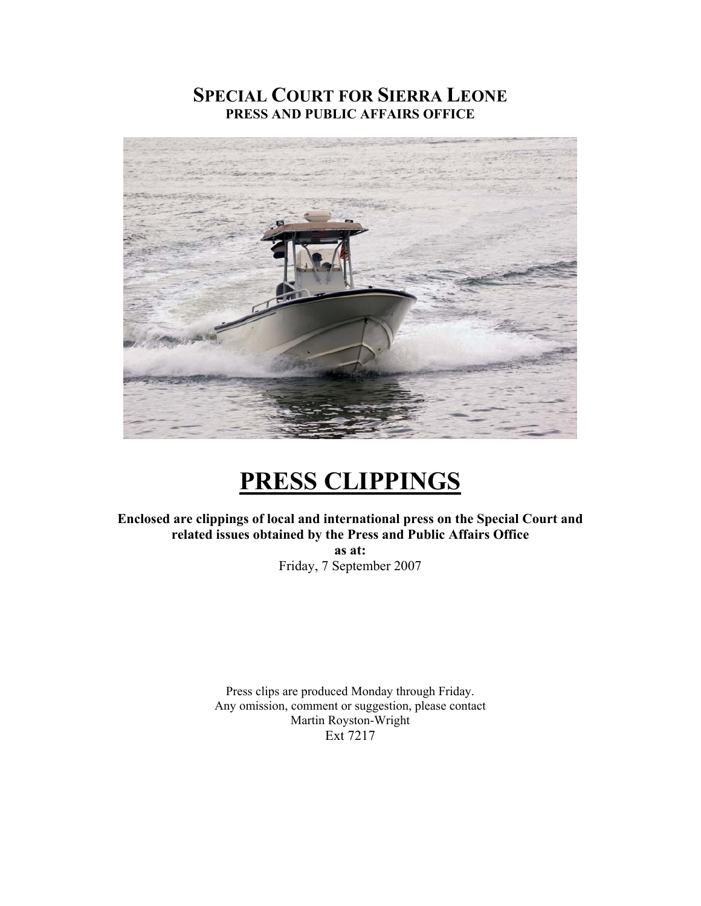# SPECIAL COURT FOR SIERRA LEONE

**PRESS AND PUBLIC AFFAIRS OFFICE**

# PRESS CLIPPINGS

**Enclosed are clippings of local and international press on the Special Court and related issues obtained by the Press and Public Affairs Office**

**as at:**

Friday, 7 September 2007

Press clips are produced Monday through Friday.
Any omission, comment or suggestion, please contact
Martin Royston-Wright
Ext 7217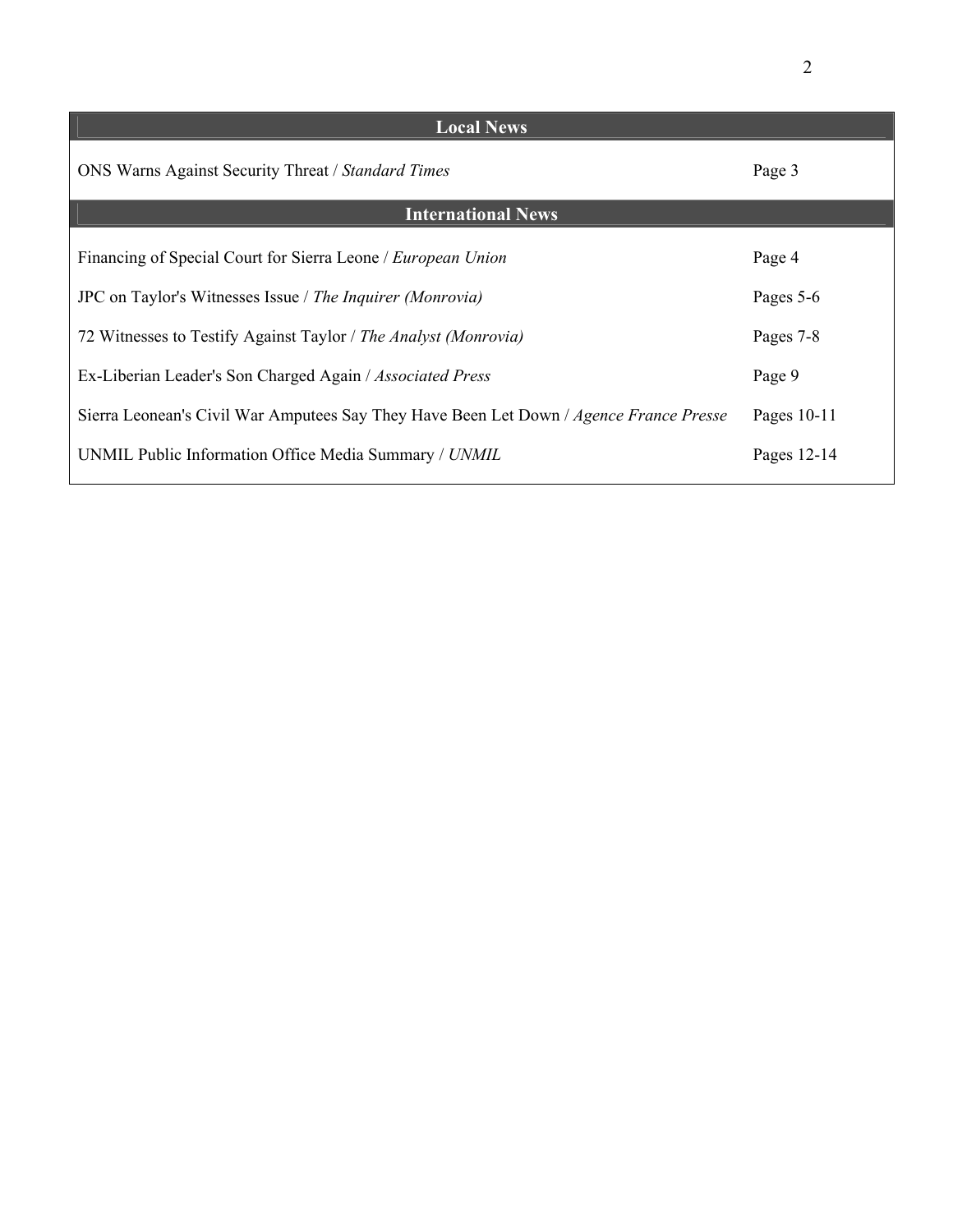| Local News | |
|---|---|
| ONS Warns Against Security Threat / *Standard Times* | Page 3 |
| **International News** | |
| Financing of Special Court for Sierra Leone / *European Union* | Page 4 |
| JPC on Taylor's Witnesses Issue / *The Inquirer (Monrovia)* | Pages 5-6 |
| 72 Witnesses to Testify Against Taylor / *The Analyst (Monrovia)* | Pages 7-8 |
| Ex-Liberian Leader's Son Charged Again / *Associated Press* | Page 9 |
| Sierra Leonean's Civil War Amputees Say They Have Been Let Down / *Agence France Presse* | Pages 10-11 |
| UNMIL Public Information Office Media Summary / *UNMIL* | Pages 12-14 |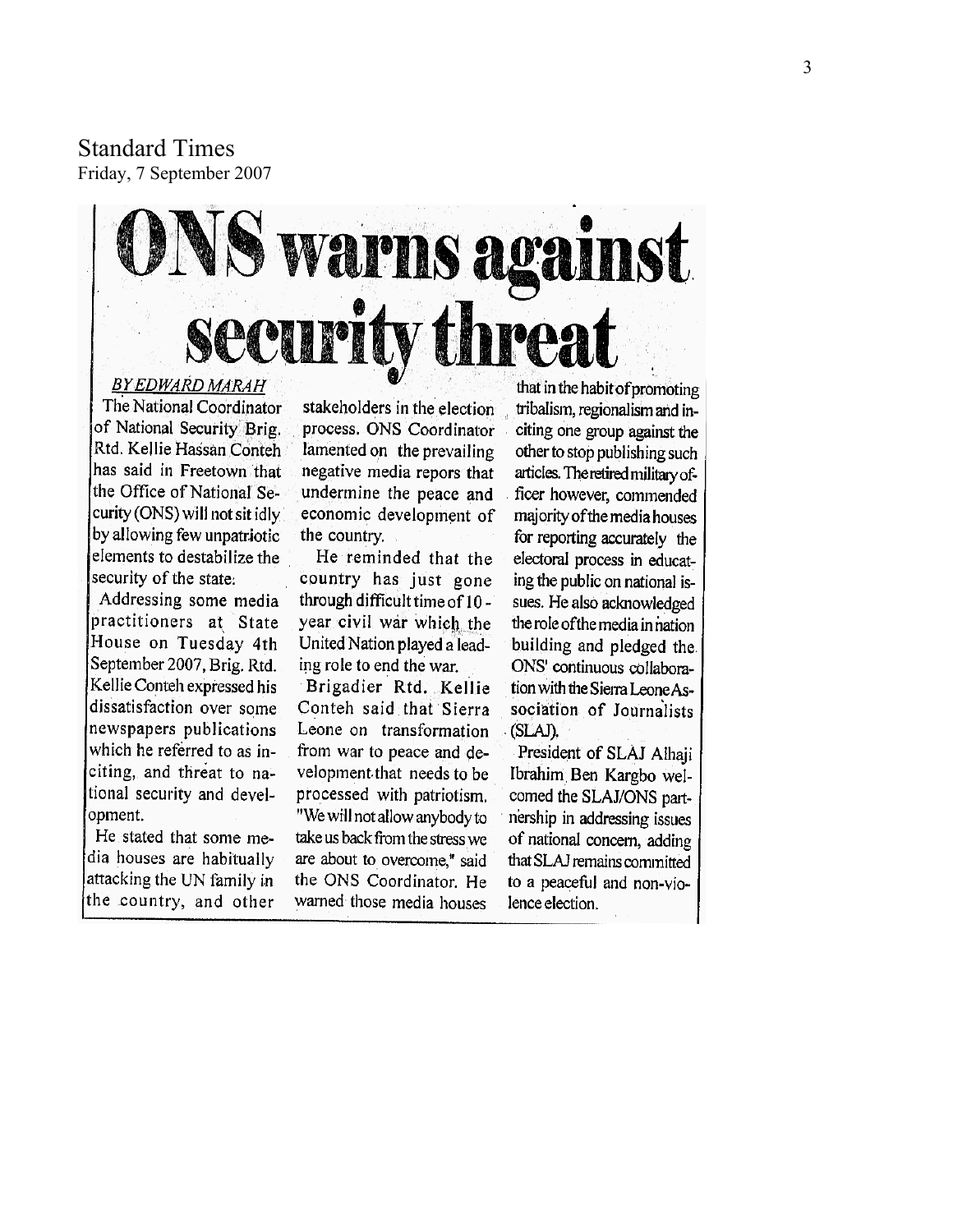Standard Times
Friday, 7 September 2007

# ONS warns against security threat

*BY EDWARD MARAH*

The National Coordinator of National Security Brig. Rtd. Kellie Hassan Conteh has said in Freetown that the Office of National Security (ONS) will not sit idly by allowing few unpatriotic elements to destabilize the security of the state.

Addressing some media practitioners at State House on Tuesday 4th September 2007, Brig. Rtd. Kellie Conteh expressed his dissatisfaction over some newspapers publications which he referred to as inciting, and threat to national security and development.

He stated that some media houses are habitually attacking the UN family in the country, and other stakeholders in the election process. ONS Coordinator lamented on the prevailing negative media repors that undermine the peace and economic development of the country.

He reminded that the country has just gone through difficult time of 10 - year civil war which the United Nation played a leading role to end the war.

Brigadier Rtd. Kellie Conteh said that Sierra Leone on transformation from war to peace and development that needs to be processed with patriotism. "We will not allow anybody to take us back from the stress we are about to overcome," said the ONS Coordinator. He warned those media houses that in the habit of promoting tribalism, regionalism and inciting one group against the other to stop publishing such articles. The retired military officer however, commended majority of the media houses for reporting accurately the electoral process in educating the public on national issues. He also acknowledged the role of the media in nation building and pledged the ONS' continuous collaboration with the Sierra Leone Association of Journalists (SLAJ).

President of SLAJ Alhaji Ibrahim Ben Kargbo welcomed the SLAJ/ONS partnership in addressing issues of national concern, adding that SLAJ remains committed to a peaceful and non-violence election.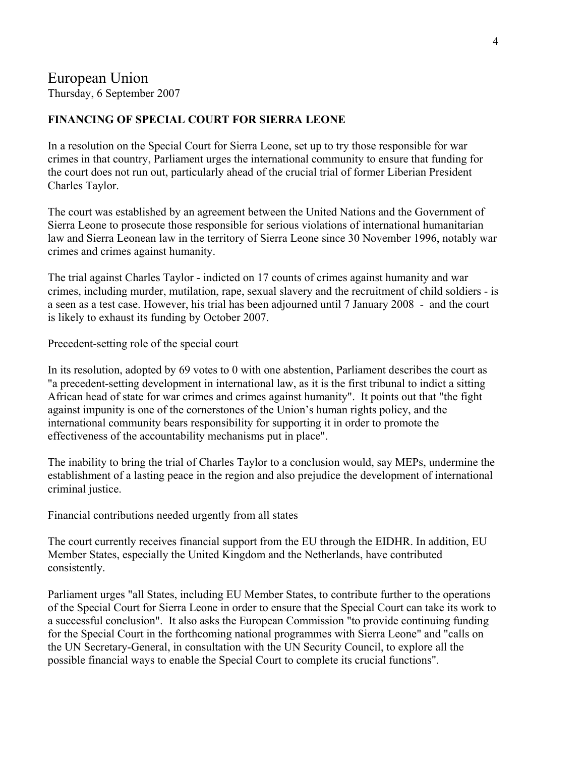# European Union

Thursday, 6 September 2007

**FINANCING OF SPECIAL COURT FOR SIERRA LEONE**

In a resolution on the Special Court for Sierra Leone, set up to try those responsible for war crimes in that country, Parliament urges the international community to ensure that funding for the court does not run out, particularly ahead of the crucial trial of former Liberian President Charles Taylor.

The court was established by an agreement between the United Nations and the Government of Sierra Leone to prosecute those responsible for serious violations of international humanitarian law and Sierra Leonean law in the territory of Sierra Leone since 30 November 1996, notably war crimes and crimes against humanity.

The trial against Charles Taylor - indicted on 17 counts of crimes against humanity and war crimes, including murder, mutilation, rape, sexual slavery and the recruitment of child soldiers - is a seen as a test case. However, his trial has been adjourned until 7 January 2008 - and the court is likely to exhaust its funding by October 2007.

Precedent-setting role of the special court

In its resolution, adopted by 69 votes to 0 with one abstention, Parliament describes the court as "a precedent-setting development in international law, as it is the first tribunal to indict a sitting African head of state for war crimes and crimes against humanity". It points out that "the fight against impunity is one of the cornerstones of the Union's human rights policy, and the international community bears responsibility for supporting it in order to promote the effectiveness of the accountability mechanisms put in place".

The inability to bring the trial of Charles Taylor to a conclusion would, say MEPs, undermine the establishment of a lasting peace in the region and also prejudice the development of international criminal justice.

Financial contributions needed urgently from all states

The court currently receives financial support from the EU through the EIDHR. In addition, EU Member States, especially the United Kingdom and the Netherlands, have contributed consistently.

Parliament urges "all States, including EU Member States, to contribute further to the operations of the Special Court for Sierra Leone in order to ensure that the Special Court can take its work to a successful conclusion". It also asks the European Commission "to provide continuing funding for the Special Court in the forthcoming national programmes with Sierra Leone" and "calls on the UN Secretary-General, in consultation with the UN Security Council, to explore all the possible financial ways to enable the Special Court to complete its crucial functions".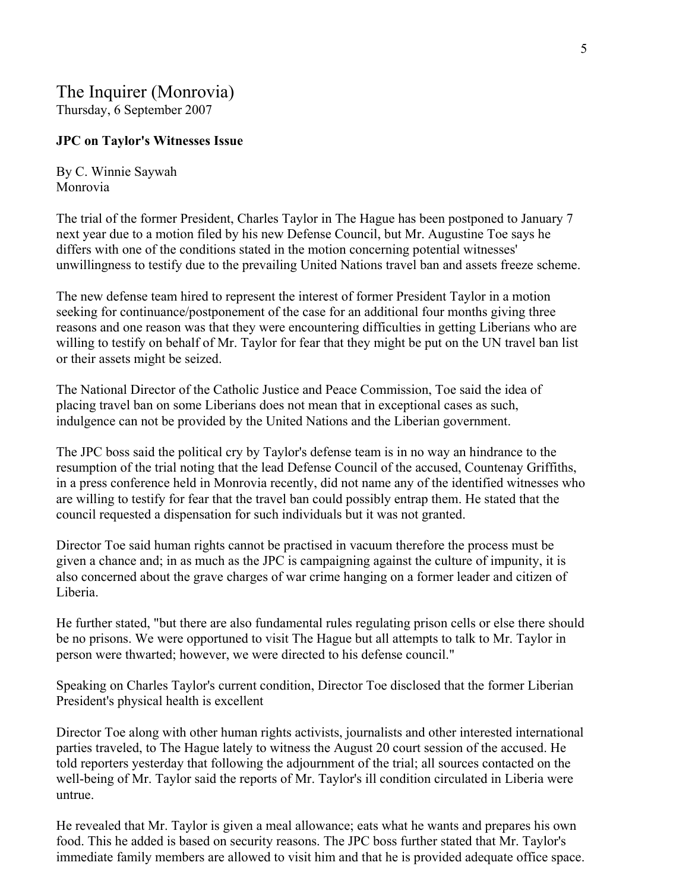## The Inquirer (Monrovia)

Thursday, 6 September 2007

**JPC on Taylor's Witnesses Issue**

By C. Winnie Saywah
Monrovia

The trial of the former President, Charles Taylor in The Hague has been postponed to January 7 next year due to a motion filed by his new Defense Council, but Mr. Augustine Toe says he differs with one of the conditions stated in the motion concerning potential witnesses' unwillingness to testify due to the prevailing United Nations travel ban and assets freeze scheme.

The new defense team hired to represent the interest of former President Taylor in a motion seeking for continuance/postponement of the case for an additional four months giving three reasons and one reason was that they were encountering difficulties in getting Liberians who are willing to testify on behalf of Mr. Taylor for fear that they might be put on the UN travel ban list or their assets might be seized.

The National Director of the Catholic Justice and Peace Commission, Toe said the idea of placing travel ban on some Liberians does not mean that in exceptional cases as such, indulgence can not be provided by the United Nations and the Liberian government.

The JPC boss said the political cry by Taylor's defense team is in no way an hindrance to the resumption of the trial noting that the lead Defense Council of the accused, Countenay Griffiths, in a press conference held in Monrovia recently, did not name any of the identified witnesses who are willing to testify for fear that the travel ban could possibly entrap them. He stated that the council requested a dispensation for such individuals but it was not granted.

Director Toe said human rights cannot be practised in vacuum therefore the process must be given a chance and; in as much as the JPC is campaigning against the culture of impunity, it is also concerned about the grave charges of war crime hanging on a former leader and citizen of Liberia.

He further stated, "but there are also fundamental rules regulating prison cells or else there should be no prisons. We were opportuned to visit The Hague but all attempts to talk to Mr. Taylor in person were thwarted; however, we were directed to his defense council."

Speaking on Charles Taylor's current condition, Director Toe disclosed that the former Liberian President's physical health is excellent

Director Toe along with other human rights activists, journalists and other interested international parties traveled, to The Hague lately to witness the August 20 court session of the accused. He told reporters yesterday that following the adjournment of the trial; all sources contacted on the well-being of Mr. Taylor said the reports of Mr. Taylor's ill condition circulated in Liberia were untrue.

He revealed that Mr. Taylor is given a meal allowance; eats what he wants and prepares his own food. This he added is based on security reasons. The JPC boss further stated that Mr. Taylor's immediate family members are allowed to visit him and that he is provided adequate office space.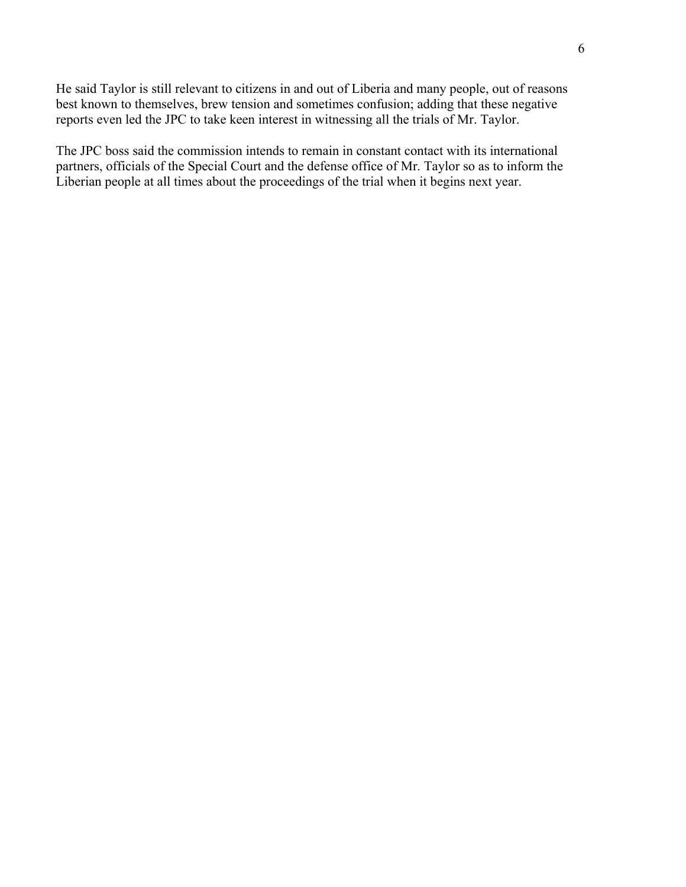He said Taylor is still relevant to citizens in and out of Liberia and many people, out of reasons best known to themselves, brew tension and sometimes confusion; adding that these negative reports even led the JPC to take keen interest in witnessing all the trials of Mr. Taylor.

The JPC boss said the commission intends to remain in constant contact with its international partners, officials of the Special Court and the defense office of Mr. Taylor so as to inform the Liberian people at all times about the proceedings of the trial when it begins next year.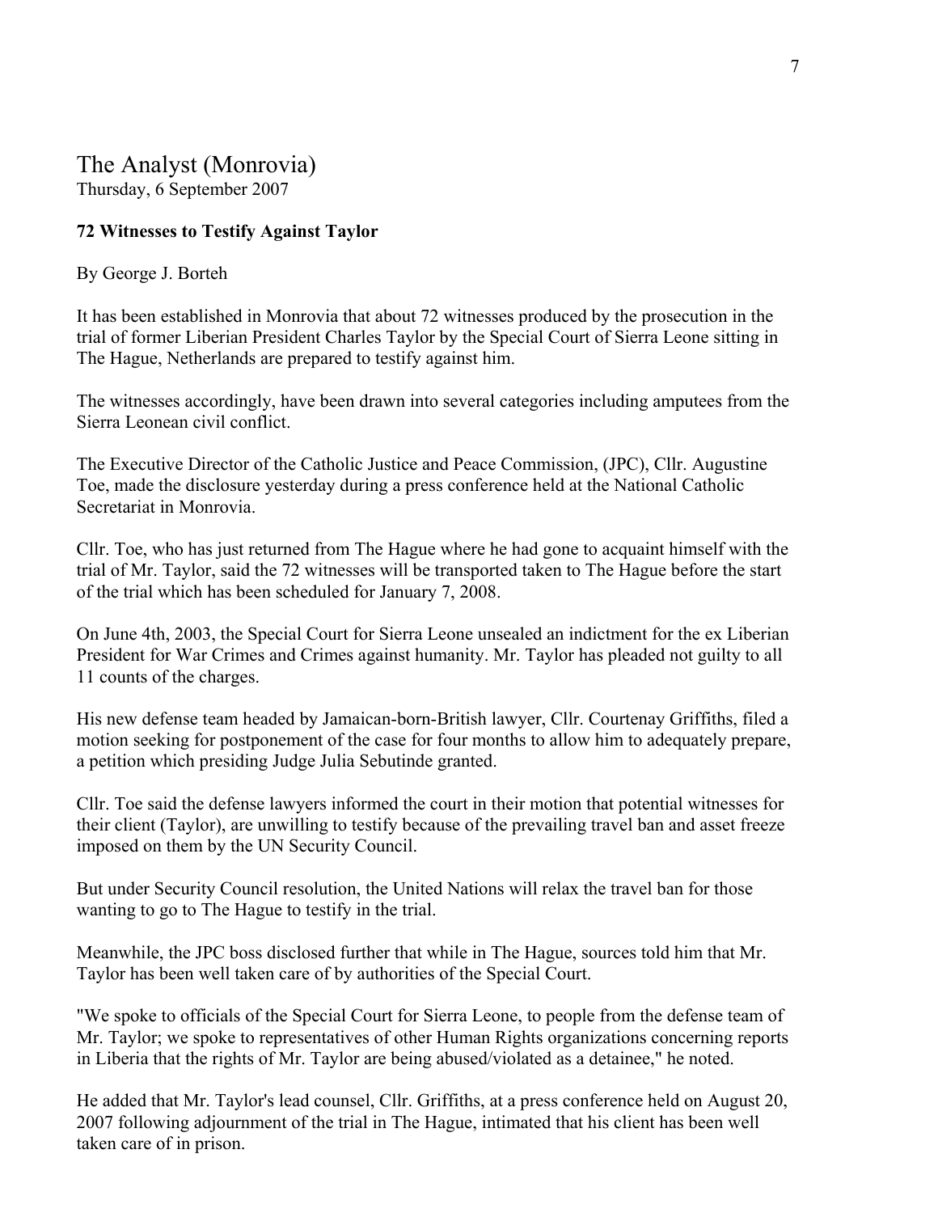## The Analyst (Monrovia)

Thursday, 6 September 2007

**72 Witnesses to Testify Against Taylor**

By George J. Borteh

It has been established in Monrovia that about 72 witnesses produced by the prosecution in the trial of former Liberian President Charles Taylor by the Special Court of Sierra Leone sitting in The Hague, Netherlands are prepared to testify against him.

The witnesses accordingly, have been drawn into several categories including amputees from the Sierra Leonean civil conflict.

The Executive Director of the Catholic Justice and Peace Commission, (JPC), Cllr. Augustine Toe, made the disclosure yesterday during a press conference held at the National Catholic Secretariat in Monrovia.

Cllr. Toe, who has just returned from The Hague where he had gone to acquaint himself with the trial of Mr. Taylor, said the 72 witnesses will be transported taken to The Hague before the start of the trial which has been scheduled for January 7, 2008.

On June 4th, 2003, the Special Court for Sierra Leone unsealed an indictment for the ex Liberian President for War Crimes and Crimes against humanity. Mr. Taylor has pleaded not guilty to all 11 counts of the charges.

His new defense team headed by Jamaican-born-British lawyer, Cllr. Courtenay Griffiths, filed a motion seeking for postponement of the case for four months to allow him to adequately prepare, a petition which presiding Judge Julia Sebutinde granted.

Cllr. Toe said the defense lawyers informed the court in their motion that potential witnesses for their client (Taylor), are unwilling to testify because of the prevailing travel ban and asset freeze imposed on them by the UN Security Council.

But under Security Council resolution, the United Nations will relax the travel ban for those wanting to go to The Hague to testify in the trial.

Meanwhile, the JPC boss disclosed further that while in The Hague, sources told him that Mr. Taylor has been well taken care of by authorities of the Special Court.

"We spoke to officials of the Special Court for Sierra Leone, to people from the defense team of Mr. Taylor; we spoke to representatives of other Human Rights organizations concerning reports in Liberia that the rights of Mr. Taylor are being abused/violated as a detainee," he noted.

He added that Mr. Taylor's lead counsel, Cllr. Griffiths, at a press conference held on August 20, 2007 following adjournment of the trial in The Hague, intimated that his client has been well taken care of in prison.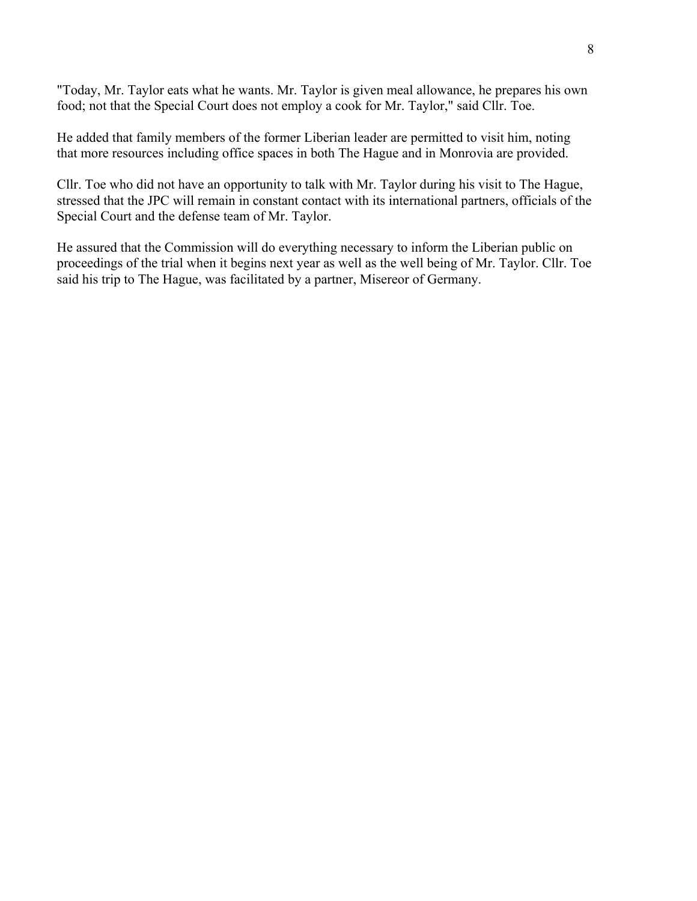"Today, Mr. Taylor eats what he wants. Mr. Taylor is given meal allowance, he prepares his own food; not that the Special Court does not employ a cook for Mr. Taylor," said Cllr. Toe.

He added that family members of the former Liberian leader are permitted to visit him, noting that more resources including office spaces in both The Hague and in Monrovia are provided.

Cllr. Toe who did not have an opportunity to talk with Mr. Taylor during his visit to The Hague, stressed that the JPC will remain in constant contact with its international partners, officials of the Special Court and the defense team of Mr. Taylor.

He assured that the Commission will do everything necessary to inform the Liberian public on proceedings of the trial when it begins next year as well as the well being of Mr. Taylor. Cllr. Toe said his trip to The Hague, was facilitated by a partner, Misereor of Germany.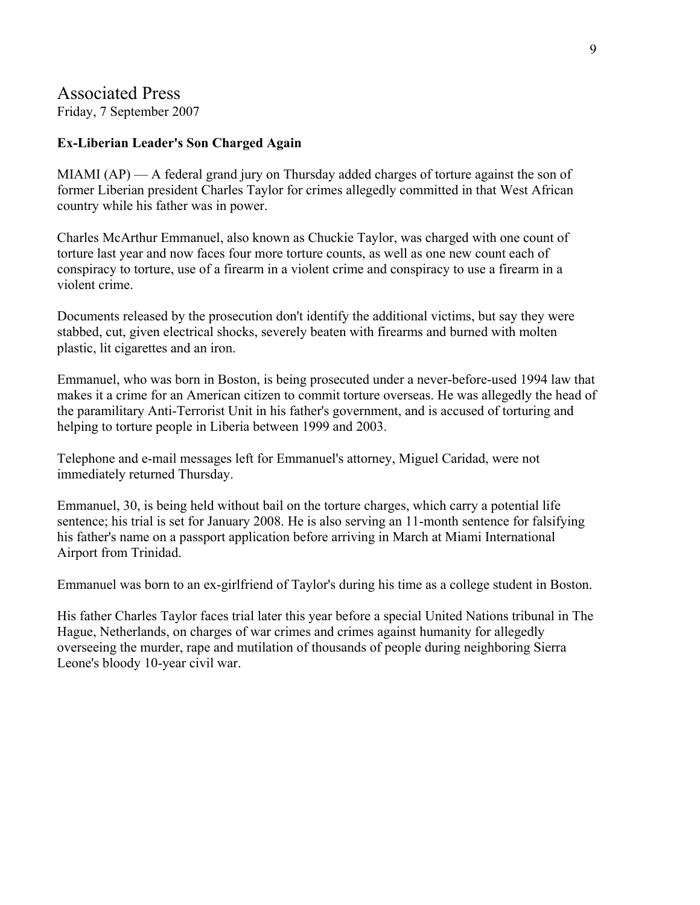## Associated Press

Friday, 7 September 2007

**Ex-Liberian Leader's Son Charged Again**

MIAMI (AP) — A federal grand jury on Thursday added charges of torture against the son of former Liberian president Charles Taylor for crimes allegedly committed in that West African country while his father was in power.

Charles McArthur Emmanuel, also known as Chuckie Taylor, was charged with one count of torture last year and now faces four more torture counts, as well as one new count each of conspiracy to torture, use of a firearm in a violent crime and conspiracy to use a firearm in a violent crime.

Documents released by the prosecution don't identify the additional victims, but say they were stabbed, cut, given electrical shocks, severely beaten with firearms and burned with molten plastic, lit cigarettes and an iron.

Emmanuel, who was born in Boston, is being prosecuted under a never-before-used 1994 law that makes it a crime for an American citizen to commit torture overseas. He was allegedly the head of the paramilitary Anti-Terrorist Unit in his father's government, and is accused of torturing and helping to torture people in Liberia between 1999 and 2003.

Telephone and e-mail messages left for Emmanuel's attorney, Miguel Caridad, were not immediately returned Thursday.

Emmanuel, 30, is being held without bail on the torture charges, which carry a potential life sentence; his trial is set for January 2008. He is also serving an 11-month sentence for falsifying his father's name on a passport application before arriving in March at Miami International Airport from Trinidad.

Emmanuel was born to an ex-girlfriend of Taylor's during his time as a college student in Boston.

His father Charles Taylor faces trial later this year before a special United Nations tribunal in The Hague, Netherlands, on charges of war crimes and crimes against humanity for allegedly overseeing the murder, rape and mutilation of thousands of people during neighboring Sierra Leone's bloody 10-year civil war.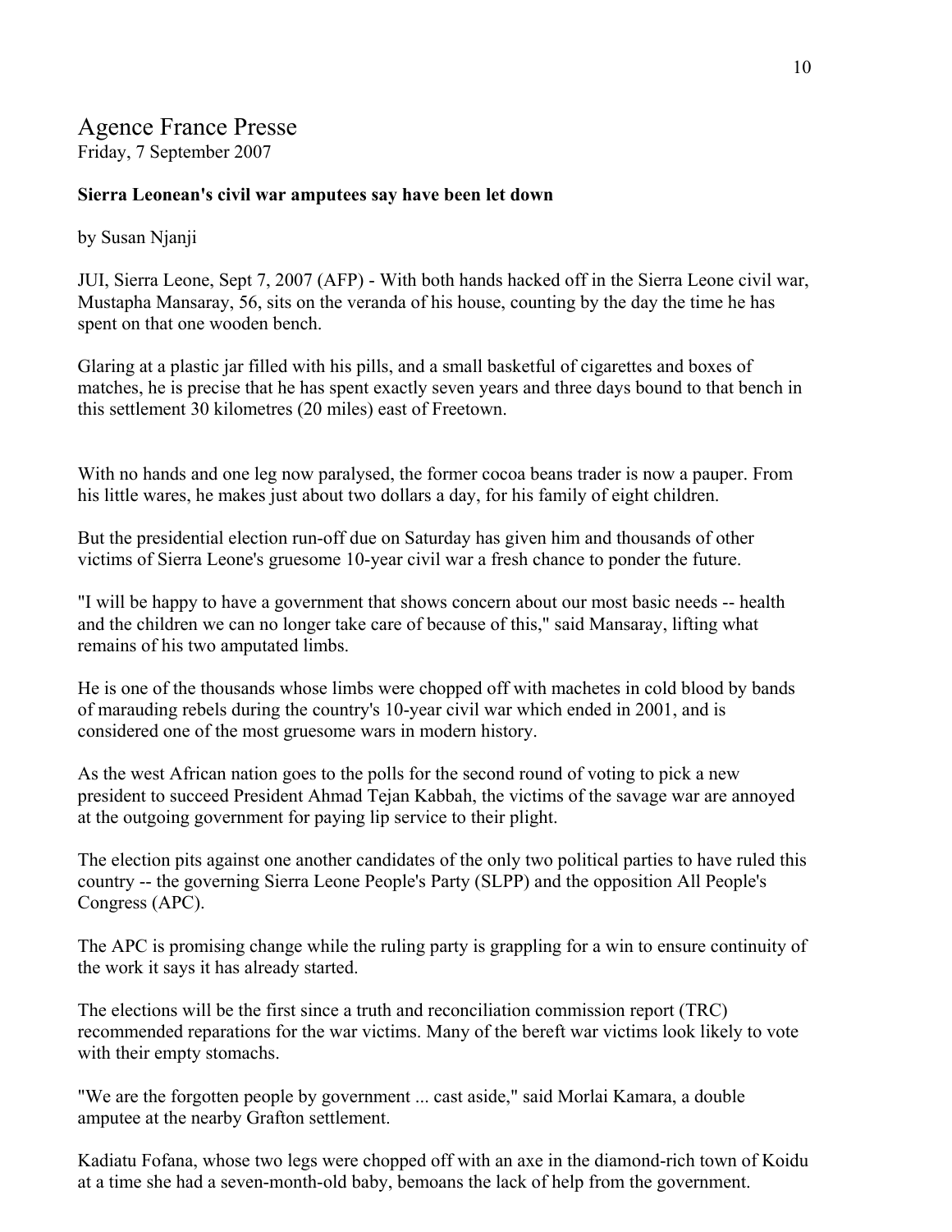# Agence France Presse

Friday, 7 September 2007

**Sierra Leonean's civil war amputees say have been let down**

by Susan Njanji

JUI, Sierra Leone, Sept 7, 2007 (AFP) - With both hands hacked off in the Sierra Leone civil war, Mustapha Mansaray, 56, sits on the veranda of his house, counting by the day the time he has spent on that one wooden bench.

Glaring at a plastic jar filled with his pills, and a small basketful of cigarettes and boxes of matches, he is precise that he has spent exactly seven years and three days bound to that bench in this settlement 30 kilometres (20 miles) east of Freetown.

With no hands and one leg now paralysed, the former cocoa beans trader is now a pauper. From his little wares, he makes just about two dollars a day, for his family of eight children.

But the presidential election run-off due on Saturday has given him and thousands of other victims of Sierra Leone's gruesome 10-year civil war a fresh chance to ponder the future.

"I will be happy to have a government that shows concern about our most basic needs -- health and the children we can no longer take care of because of this," said Mansaray, lifting what remains of his two amputated limbs.

He is one of the thousands whose limbs were chopped off with machetes in cold blood by bands of marauding rebels during the country's 10-year civil war which ended in 2001, and is considered one of the most gruesome wars in modern history.

As the west African nation goes to the polls for the second round of voting to pick a new president to succeed President Ahmad Tejan Kabbah, the victims of the savage war are annoyed at the outgoing government for paying lip service to their plight.

The election pits against one another candidates of the only two political parties to have ruled this country -- the governing Sierra Leone People's Party (SLPP) and the opposition All People's Congress (APC).

The APC is promising change while the ruling party is grappling for a win to ensure continuity of the work it says it has already started.

The elections will be the first since a truth and reconciliation commission report (TRC) recommended reparations for the war victims. Many of the bereft war victims look likely to vote with their empty stomachs.

"We are the forgotten people by government ... cast aside," said Morlai Kamara, a double amputee at the nearby Grafton settlement.

Kadiatu Fofana, whose two legs were chopped off with an axe in the diamond-rich town of Koidu at a time she had a seven-month-old baby, bemoans the lack of help from the government.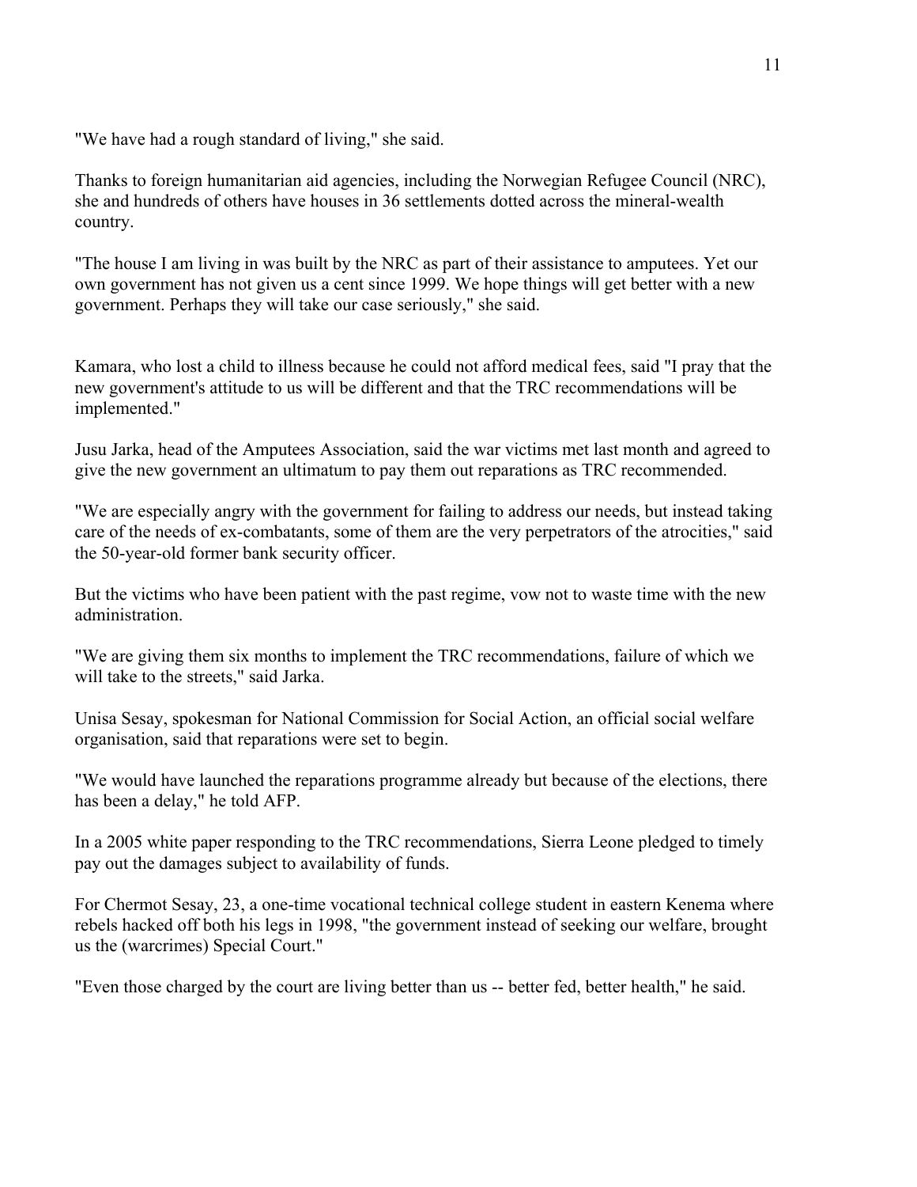"We have had a rough standard of living," she said.

Thanks to foreign humanitarian aid agencies, including the Norwegian Refugee Council (NRC), she and hundreds of others have houses in 36 settlements dotted across the mineral-wealth country.

"The house I am living in was built by the NRC as part of their assistance to amputees. Yet our own government has not given us a cent since 1999. We hope things will get better with a new government. Perhaps they will take our case seriously," she said.

Kamara, who lost a child to illness because he could not afford medical fees, said "I pray that the new government's attitude to us will be different and that the TRC recommendations will be implemented."

Jusu Jarka, head of the Amputees Association, said the war victims met last month and agreed to give the new government an ultimatum to pay them out reparations as TRC recommended.

"We are especially angry with the government for failing to address our needs, but instead taking care of the needs of ex-combatants, some of them are the very perpetrators of the atrocities," said the 50-year-old former bank security officer.

But the victims who have been patient with the past regime, vow not to waste time with the new administration.

"We are giving them six months to implement the TRC recommendations, failure of which we will take to the streets," said Jarka.

Unisa Sesay, spokesman for National Commission for Social Action, an official social welfare organisation, said that reparations were set to begin.

"We would have launched the reparations programme already but because of the elections, there has been a delay," he told AFP.

In a 2005 white paper responding to the TRC recommendations, Sierra Leone pledged to timely pay out the damages subject to availability of funds.

For Chermot Sesay, 23, a one-time vocational technical college student in eastern Kenema where rebels hacked off both his legs in 1998, "the government instead of seeking our welfare, brought us the (warcrimes) Special Court."

"Even those charged by the court are living better than us -- better fed, better health," he said.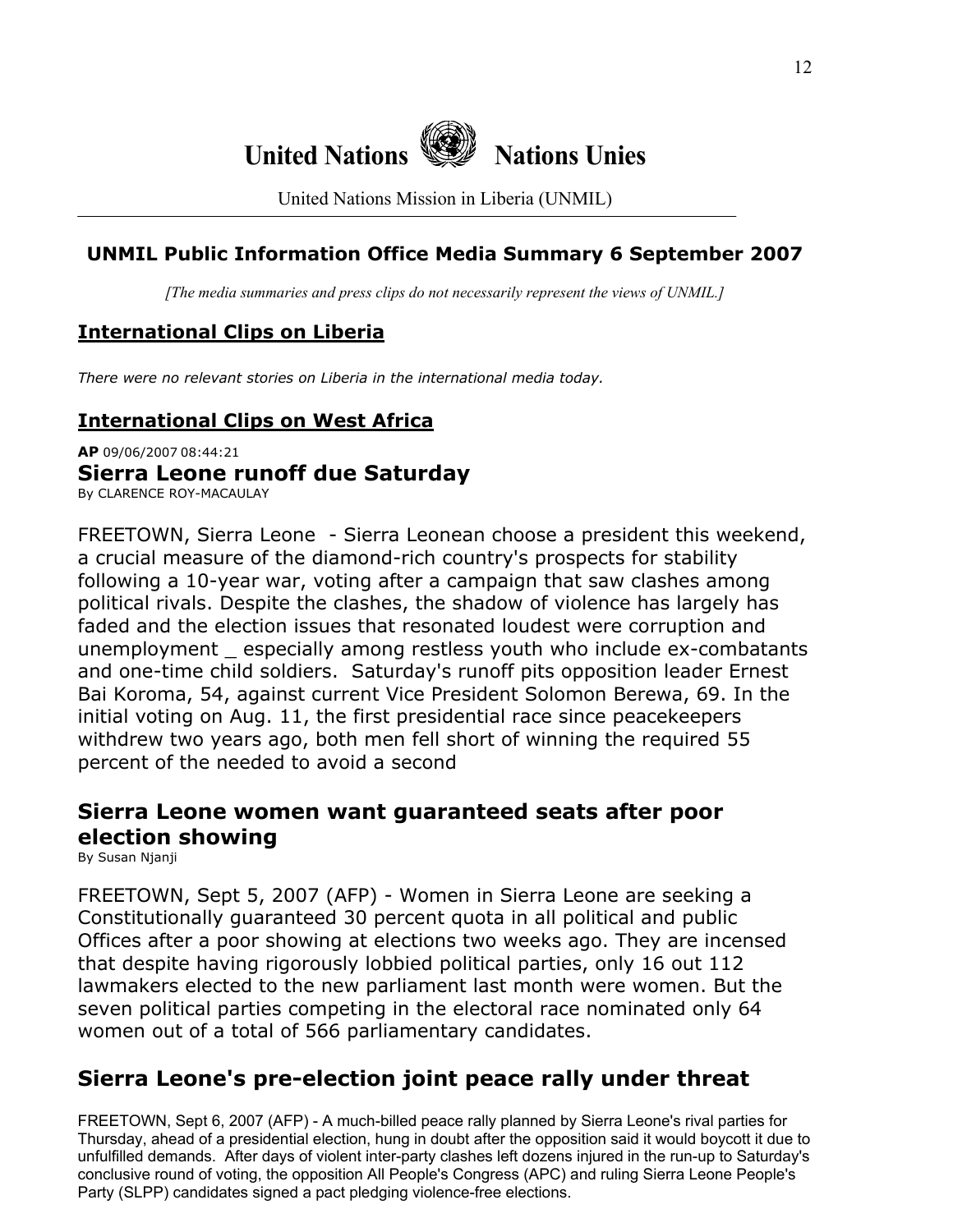# United Nations Nations Unies

United Nations Mission in Liberia (UNMIL)

## UNMIL Public Information Office Media Summary 6 September 2007

*[The media summaries and press clips do not necessarily represent the views of UNMIL.]*

## International Clips on Liberia

*There were no relevant stories on Liberia in the international media today.*

## International Clips on West Africa

**AP** 09/06/2007 08:44:21

### Sierra Leone runoff due Saturday

By CLARENCE ROY-MACAULAY

FREETOWN, Sierra Leone - Sierra Leonean choose a president this weekend, a crucial measure of the diamond-rich country's prospects for stability following a 10-year war, voting after a campaign that saw clashes among political rivals. Despite the clashes, the shadow of violence has largely has faded and the election issues that resonated loudest were corruption and unemployment _ especially among restless youth who include ex-combatants and one-time child soldiers. Saturday's runoff pits opposition leader Ernest Bai Koroma, 54, against current Vice President Solomon Berewa, 69. In the initial voting on Aug. 11, the first presidential race since peacekeepers withdrew two years ago, both men fell short of winning the required 55 percent of the needed to avoid a second

### Sierra Leone women want guaranteed seats after poor election showing

By Susan Njanji

FREETOWN, Sept 5, 2007 (AFP) - Women in Sierra Leone are seeking a Constitutionally guaranteed 30 percent quota in all political and public Offices after a poor showing at elections two weeks ago. They are incensed that despite having rigorously lobbied political parties, only 16 out 112 lawmakers elected to the new parliament last month were women. But the seven political parties competing in the electoral race nominated only 64 women out of a total of 566 parliamentary candidates.

### Sierra Leone's pre-election joint peace rally under threat

FREETOWN, Sept 6, 2007 (AFP) - A much-billed peace rally planned by Sierra Leone's rival parties for Thursday, ahead of a presidential election, hung in doubt after the opposition said it would boycott it due to unfulfilled demands. After days of violent inter-party clashes left dozens injured in the run-up to Saturday's conclusive round of voting, the opposition All People's Congress (APC) and ruling Sierra Leone People's Party (SLPP) candidates signed a pact pledging violence-free elections.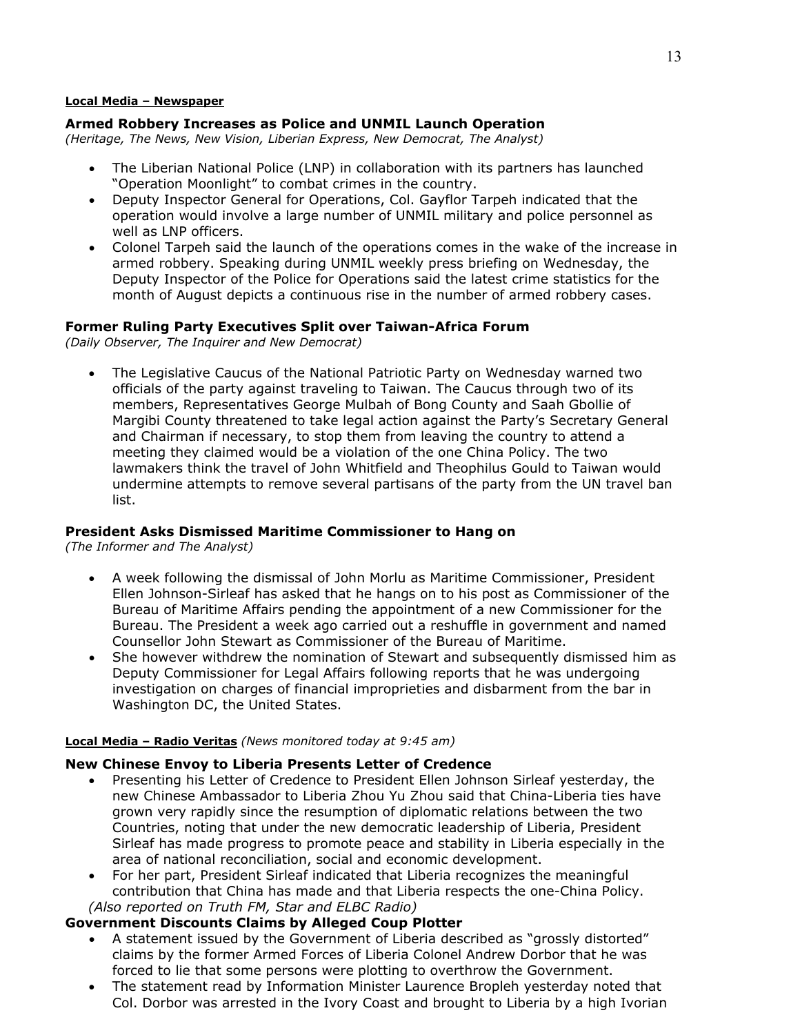**Local Media – Newspaper**

### Armed Robbery Increases as Police and UNMIL Launch Operation

*(Heritage, The News, New Vision, Liberian Express, New Democrat, The Analyst)*

- The Liberian National Police (LNP) in collaboration with its partners has launched "Operation Moonlight" to combat crimes in the country.
- Deputy Inspector General for Operations, Col. Gayflor Tarpeh indicated that the operation would involve a large number of UNMIL military and police personnel as well as LNP officers.
- Colonel Tarpeh said the launch of the operations comes in the wake of the increase in armed robbery. Speaking during UNMIL weekly press briefing on Wednesday, the Deputy Inspector of the Police for Operations said the latest crime statistics for the month of August depicts a continuous rise in the number of armed robbery cases.

### Former Ruling Party Executives Split over Taiwan-Africa Forum

*(Daily Observer, The Inquirer and New Democrat)*

- The Legislative Caucus of the National Patriotic Party on Wednesday warned two officials of the party against traveling to Taiwan. The Caucus through two of its members, Representatives George Mulbah of Bong County and Saah Gbollie of Margibi County threatened to take legal action against the Party's Secretary General and Chairman if necessary, to stop them from leaving the country to attend a meeting they claimed would be a violation of the one China Policy. The two lawmakers think the travel of John Whitfield and Theophilus Gould to Taiwan would undermine attempts to remove several partisans of the party from the UN travel ban list.

### President Asks Dismissed Maritime Commissioner to Hang on

*(The Informer and The Analyst)*

- A week following the dismissal of John Morlu as Maritime Commissioner, President Ellen Johnson-Sirleaf has asked that he hangs on to his post as Commissioner of the Bureau of Maritime Affairs pending the appointment of a new Commissioner for the Bureau. The President a week ago carried out a reshuffle in government and named Counsellor John Stewart as Commissioner of the Bureau of Maritime.
- She however withdrew the nomination of Stewart and subsequently dismissed him as Deputy Commissioner for Legal Affairs following reports that he was undergoing investigation on charges of financial improprieties and disbarment from the bar in Washington DC, the United States.

**Local Media – Radio Veritas** *(News monitored today at 9:45 am)*

### New Chinese Envoy to Liberia Presents Letter of Credence

- Presenting his Letter of Credence to President Ellen Johnson Sirleaf yesterday, the new Chinese Ambassador to Liberia Zhou Yu Zhou said that China-Liberia ties have grown very rapidly since the resumption of diplomatic relations between the two Countries, noting that under the new democratic leadership of Liberia, President Sirleaf has made progress to promote peace and stability in Liberia especially in the area of national reconciliation, social and economic development.
- For her part, President Sirleaf indicated that Liberia recognizes the meaningful contribution that China has made and that Liberia respects the one-China Policy.

*(Also reported on Truth FM, Star and ELBC Radio)*

### Government Discounts Claims by Alleged Coup Plotter

- A statement issued by the Government of Liberia described as "grossly distorted" claims by the former Armed Forces of Liberia Colonel Andrew Dorbor that he was forced to lie that some persons were plotting to overthrow the Government.
- The statement read by Information Minister Laurence Bropleh yesterday noted that Col. Dorbor was arrested in the Ivory Coast and brought to Liberia by a high Ivorian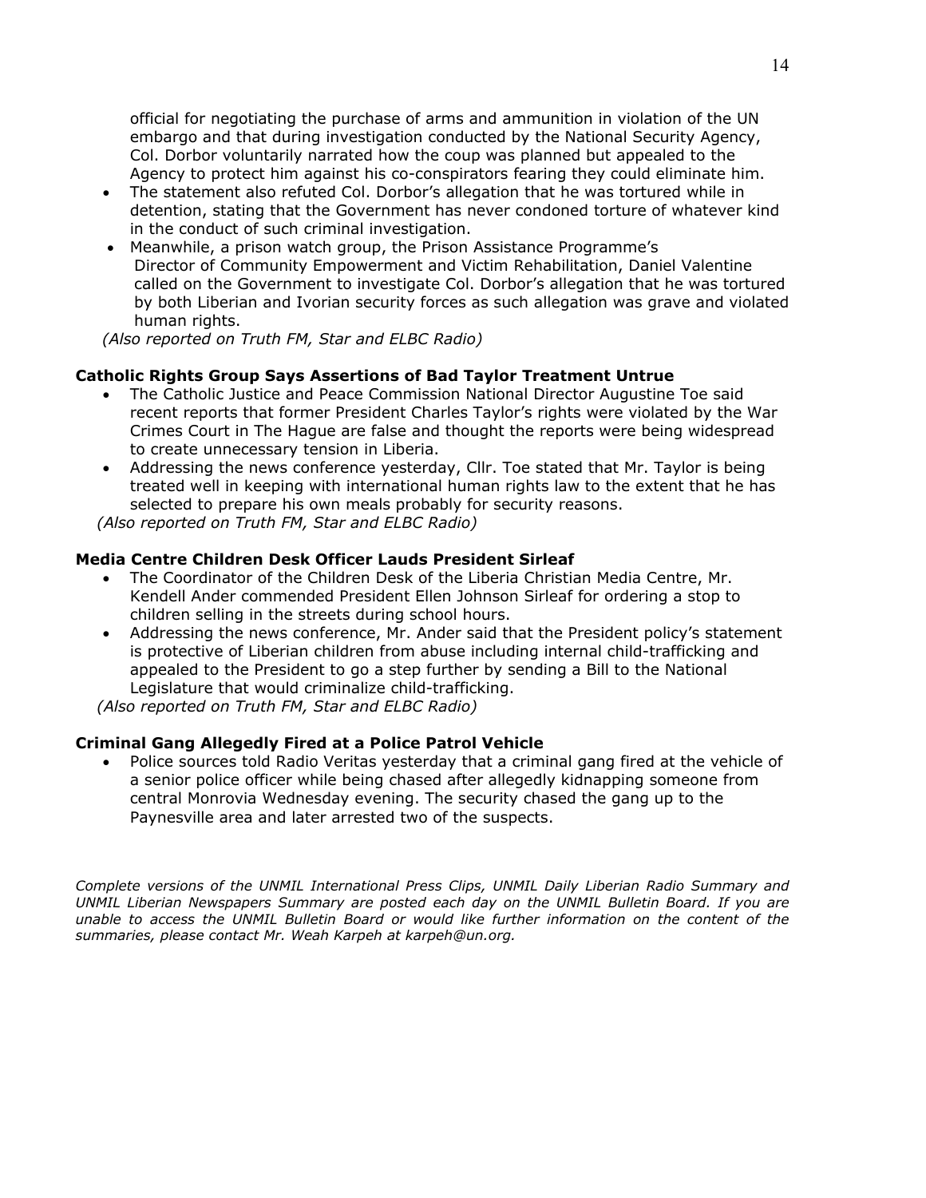official for negotiating the purchase of arms and ammunition in violation of the UN embargo and that during investigation conducted by the National Security Agency, Col. Dorbor voluntarily narrated how the coup was planned but appealed to the Agency to protect him against his co-conspirators fearing they could eliminate him.

- The statement also refuted Col. Dorbor's allegation that he was tortured while in detention, stating that the Government has never condoned torture of whatever kind in the conduct of such criminal investigation.
- Meanwhile, a prison watch group, the Prison Assistance Programme's Director of Community Empowerment and Victim Rehabilitation, Daniel Valentine called on the Government to investigate Col. Dorbor's allegation that he was tortured by both Liberian and Ivorian security forces as such allegation was grave and violated human rights.

*(Also reported on Truth FM, Star and ELBC Radio)*

**Catholic Rights Group Says Assertions of Bad Taylor Treatment Untrue**

- The Catholic Justice and Peace Commission National Director Augustine Toe said recent reports that former President Charles Taylor's rights were violated by the War Crimes Court in The Hague are false and thought the reports were being widespread to create unnecessary tension in Liberia.
- Addressing the news conference yesterday, Cllr. Toe stated that Mr. Taylor is being treated well in keeping with international human rights law to the extent that he has selected to prepare his own meals probably for security reasons.

*(Also reported on Truth FM, Star and ELBC Radio)*

**Media Centre Children Desk Officer Lauds President Sirleaf**

- The Coordinator of the Children Desk of the Liberia Christian Media Centre, Mr. Kendell Ander commended President Ellen Johnson Sirleaf for ordering a stop to children selling in the streets during school hours.
- Addressing the news conference, Mr. Ander said that the President policy's statement is protective of Liberian children from abuse including internal child-trafficking and appealed to the President to go a step further by sending a Bill to the National Legislature that would criminalize child-trafficking.

*(Also reported on Truth FM, Star and ELBC Radio)*

**Criminal Gang Allegedly Fired at a Police Patrol Vehicle**

- Police sources told Radio Veritas yesterday that a criminal gang fired at the vehicle of a senior police officer while being chased after allegedly kidnapping someone from central Monrovia Wednesday evening. The security chased the gang up to the Paynesville area and later arrested two of the suspects.

*Complete versions of the UNMIL International Press Clips, UNMIL Daily Liberian Radio Summary and UNMIL Liberian Newspapers Summary are posted each day on the UNMIL Bulletin Board. If you are unable to access the UNMIL Bulletin Board or would like further information on the content of the summaries, please contact Mr. Weah Karpeh at karpeh@un.org.*